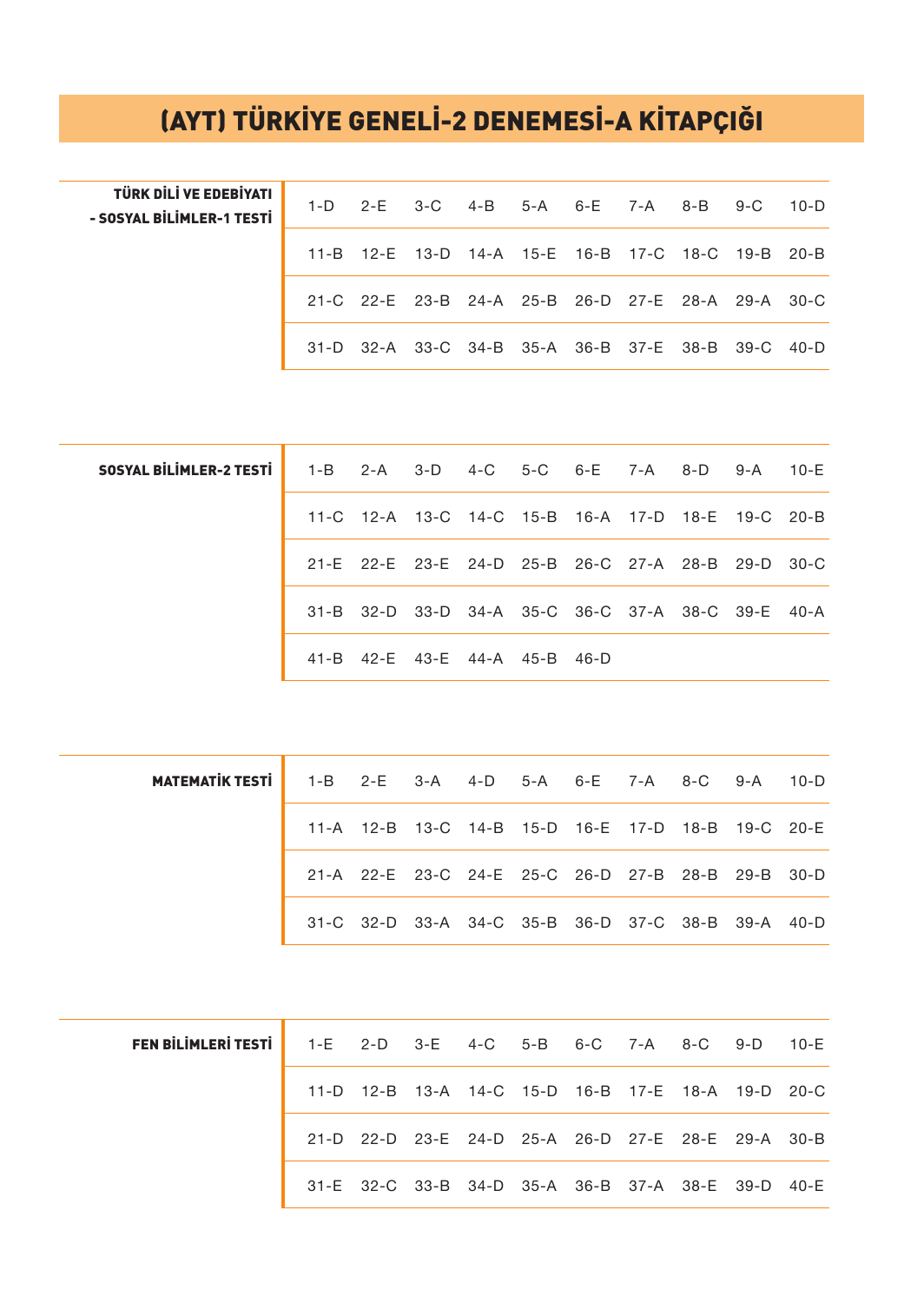# (AYT) TÜRKİYE GENELİ-2 DENEMESİ-A KİTAPÇIĞI

**TÜRK DİLİ VE EDEBİYATI - SOSYAL BİLİMLER-1 TESTİ**

| | | | | | | | | | |
|---|---|---|---|---|---|---|---|---|---|
| 1-D | 2-E | 3-C | 4-B | 5-A | 6-E | 7-A | 8-B | 9-C | 10-D |
| 11-B | 12-E | 13-D | 14-A | 15-E | 16-B | 17-C | 18-C | 19-B | 20-B |
| 21-C | 22-E | 23-B | 24-A | 25-B | 26-D | 27-E | 28-A | 29-A | 30-C |
| 31-D | 32-A | 33-C | 34-B | 35-A | 36-B | 37-E | 38-B | 39-C | 40-D |

**SOSYAL BİLİMLER-2 TESTİ**

| | | | | | | | | | |
|---|---|---|---|---|---|---|---|---|---|
| 1-B | 2-A | 3-D | 4-C | 5-C | 6-E | 7-A | 8-D | 9-A | 10-E |
| 11-C | 12-A | 13-C | 14-C | 15-B | 16-A | 17-D | 18-E | 19-C | 20-B |
| 21-E | 22-E | 23-E | 24-D | 25-B | 26-C | 27-A | 28-B | 29-D | 30-C |
| 31-B | 32-D | 33-D | 34-A | 35-C | 36-C | 37-A | 38-C | 39-E | 40-A |
| 41-B | 42-E | 43-E | 44-A | 45-B | 46-D | | | | |

**MATEMATİK TESTİ**

| | | | | | | | | | |
|---|---|---|---|---|---|---|---|---|---|
| 1-B | 2-E | 3-A | 4-D | 5-A | 6-E | 7-A | 8-C | 9-A | 10-D |
| 11-A | 12-B | 13-C | 14-B | 15-D | 16-E | 17-D | 18-B | 19-C | 20-E |
| 21-A | 22-E | 23-C | 24-E | 25-C | 26-D | 27-B | 28-B | 29-B | 30-D |
| 31-C | 32-D | 33-A | 34-C | 35-B | 36-D | 37-C | 38-B | 39-A | 40-D |

**FEN BİLİMLERİ TESTİ**

| | | | | | | | | | |
|---|---|---|---|---|---|---|---|---|---|
| 1-E | 2-D | 3-E | 4-C | 5-B | 6-C | 7-A | 8-C | 9-D | 10-E |
| 11-D | 12-B | 13-A | 14-C | 15-D | 16-B | 17-E | 18-A | 19-D | 20-C |
| 21-D | 22-D | 23-E | 24-D | 25-A | 26-D | 27-E | 28-E | 29-A | 30-B |
| 31-E | 32-C | 33-B | 34-D | 35-A | 36-B | 37-A | 38-E | 39-D | 40-E |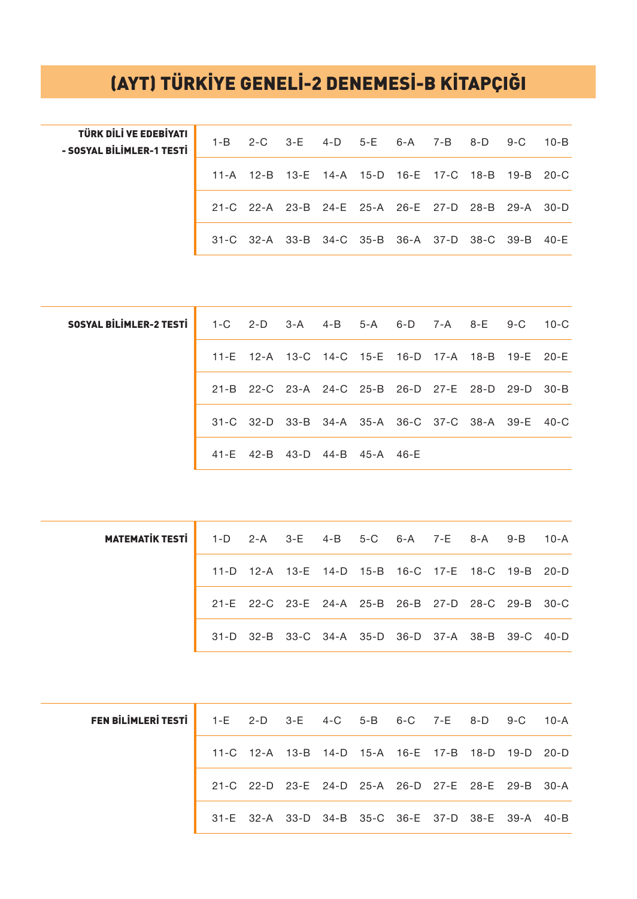# (AYT) TÜRKİYE GENELİ-2 DENEMESİ-B KİTAPÇIĞI

**TÜRK DİLİ VE EDEBİYATI - SOSYAL BİLİMLER-1 TESTİ**

| | | | | | | | | | |
|---|---|---|---|---|---|---|---|---|---|
| 1-B | 2-C | 3-E | 4-D | 5-E | 6-A | 7-B | 8-D | 9-C | 10-B |
| 11-A | 12-B | 13-E | 14-A | 15-D | 16-E | 17-C | 18-B | 19-B | 20-C |
| 21-C | 22-A | 23-B | 24-E | 25-A | 26-E | 27-D | 28-B | 29-A | 30-D |
| 31-C | 32-A | 33-B | 34-C | 35-B | 36-A | 37-D | 38-C | 39-B | 40-E |

**SOSYAL BİLİMLER-2 TESTİ**

| | | | | | | | | | |
|---|---|---|---|---|---|---|---|---|---|
| 1-C | 2-D | 3-A | 4-B | 5-A | 6-D | 7-A | 8-E | 9-C | 10-C |
| 11-E | 12-A | 13-C | 14-C | 15-E | 16-D | 17-A | 18-B | 19-E | 20-E |
| 21-B | 22-C | 23-A | 24-C | 25-B | 26-D | 27-E | 28-D | 29-D | 30-B |
| 31-C | 32-D | 33-B | 34-A | 35-A | 36-C | 37-C | 38-A | 39-E | 40-C |
| 41-E | 42-B | 43-D | 44-B | 45-A | 46-E | | | | |

**MATEMATİK TESTİ**

| | | | | | | | | | |
|---|---|---|---|---|---|---|---|---|---|
| 1-D | 2-A | 3-E | 4-B | 5-C | 6-A | 7-E | 8-A | 9-B | 10-A |
| 11-D | 12-A | 13-E | 14-D | 15-B | 16-C | 17-E | 18-C | 19-B | 20-D |
| 21-E | 22-C | 23-E | 24-A | 25-B | 26-B | 27-D | 28-C | 29-B | 30-C |
| 31-D | 32-B | 33-C | 34-A | 35-D | 36-D | 37-A | 38-B | 39-C | 40-D |

**FEN BİLİMLERİ TESTİ**

| | | | | | | | | | |
|---|---|---|---|---|---|---|---|---|---|
| 1-E | 2-D | 3-E | 4-C | 5-B | 6-C | 7-E | 8-D | 9-C | 10-A |
| 11-C | 12-A | 13-B | 14-D | 15-A | 16-E | 17-B | 18-D | 19-D | 20-D |
| 21-C | 22-D | 23-E | 24-D | 25-A | 26-D | 27-E | 28-E | 29-B | 30-A |
| 31-E | 32-A | 33-D | 34-B | 35-C | 36-E | 37-D | 38-E | 39-A | 40-B |